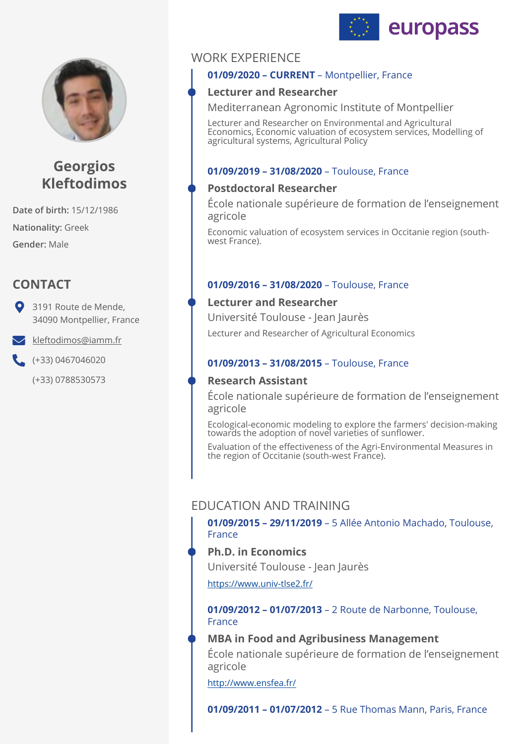# Georgios Kleftodimos

**Date of birth:** 15/12/1986

**Nationality:** Greek

**Gender:** Male

## CONTACT

3191 Route de Mende, 34090 Montpellier, France

kleftodimos@iamm.fr

(+33) 0467046020

(+33) 0788530573

## WORK EXPERIENCE

**01/09/2020 – CURRENT** – Montpellier, France

### Lecturer and Researcher

Mediterranean Agronomic Institute of Montpellier

Lecturer and Researcher on Environmental and Agricultural Economics, Economic valuation of ecosystem services, Modelling of agricultural systems, Agricultural Policy

**01/09/2019 – 31/08/2020** – Toulouse, France

### Postdoctoral Researcher

École nationale supérieure de formation de l'enseignement agricole

Economic valuation of ecosystem services in Occitanie region (south-west France).

**01/09/2016 – 31/08/2020** – Toulouse, France

### Lecturer and Researcher

Université Toulouse - Jean Jaurès

Lecturer and Researcher of Agricultural Economics

**01/09/2013 – 31/08/2015** – Toulouse, France

### Research Assistant

École nationale supérieure de formation de l'enseignement agricole

Ecological-economic modeling to explore the farmers' decision-making towards the adoption of novel varieties of sunflower.

Evaluation of the effectiveness of the Agri-Environmental Measures in the region of Occitanie (south-west France).

## EDUCATION AND TRAINING

**01/09/2015 – 29/11/2019** – 5 Allée Antonio Machado, Toulouse, France

### Ph.D. in Economics

Université Toulouse - Jean Jaurès

https://www.univ-tlse2.fr/

**01/09/2012 – 01/07/2013** – 2 Route de Narbonne, Toulouse, France

### MBA in Food and Agribusiness Management

École nationale supérieure de formation de l'enseignement agricole

http://www.ensfea.fr/

**01/09/2011 – 01/07/2012** – 5 Rue Thomas Mann, Paris, France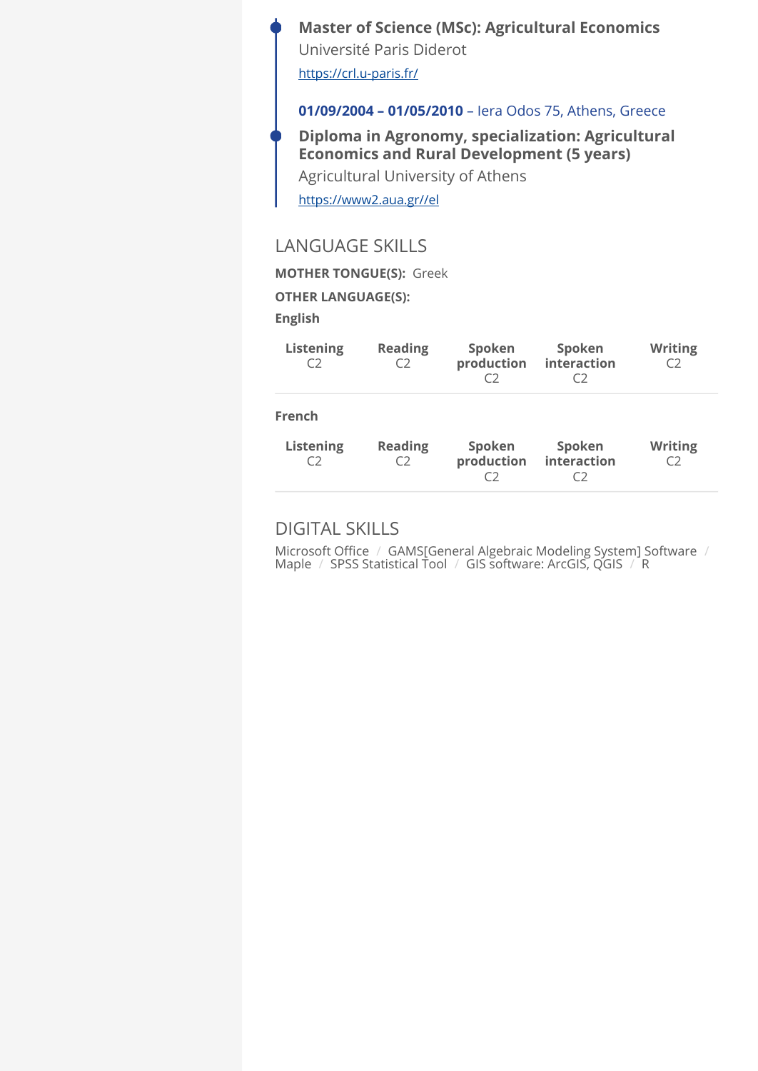**Master of Science (MSc): Agricultural Economics**

Université Paris Diderot

https://crl.u-paris.fr/

**01/09/2004 – 01/05/2010** – Iera Odos 75, Athens, Greece

**Diploma in Agronomy, specialization: Agricultural Economics and Rural Development (5 years)**

Agricultural University of Athens

https://www2.aua.gr//el

## LANGUAGE SKILLS

**MOTHER TONGUE(S):** Greek

**OTHER LANGUAGE(S):**

**English**

| Listening | Reading | Spoken production | Spoken interaction | Writing |
|---|---|---|---|---|
| C2 | C2 | C2 | C2 | C2 |

**French**

| Listening | Reading | Spoken production | Spoken interaction | Writing |
|---|---|---|---|---|
| C2 | C2 | C2 | C2 | C2 |

## DIGITAL SKILLS

Microsoft Office / GAMS[General Algebraic Modeling System] Software / Maple / SPSS Statistical Tool / GIS software: ArcGIS, QGIS / R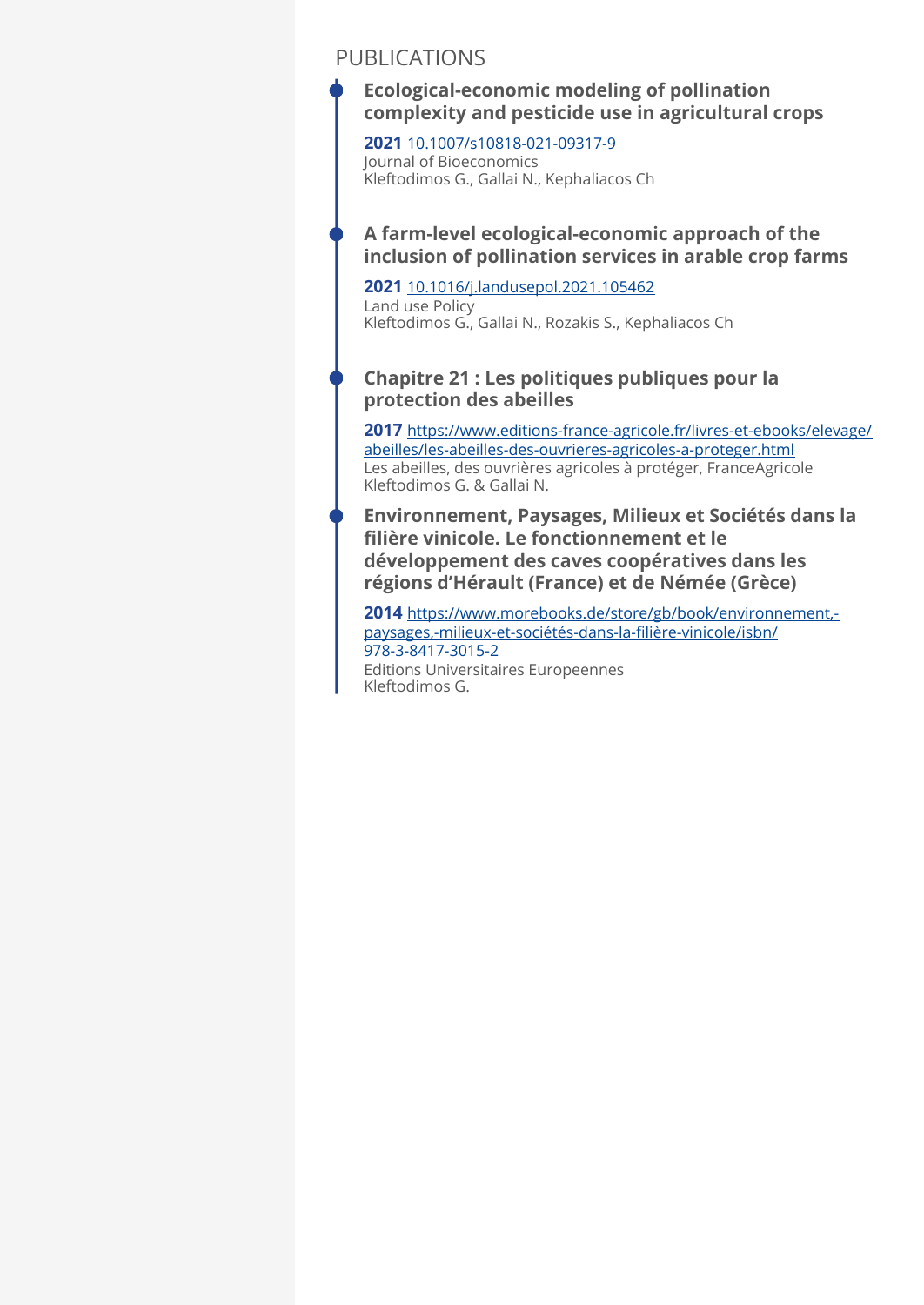## PUBLICATIONS

### Ecological-economic modeling of pollination complexity and pesticide use in agricultural crops

**2021** 10.1007/s10818-021-09317-9
Journal of Bioeconomics
Kleftodimos G., Gallai N., Kephaliacos Ch

### A farm-level ecological-economic approach of the inclusion of pollination services in arable crop farms

**2021** 10.1016/j.landusepol.2021.105462
Land use Policy
Kleftodimos G., Gallai N., Rozakis S., Kephaliacos Ch

### Chapitre 21 : Les politiques publiques pour la protection des abeilles

**2017** https://www.editions-france-agricole.fr/livres-et-ebooks/elevage/abeilles/les-abeilles-des-ouvrieres-agricoles-a-proteger.html
Les abeilles, des ouvrières agricoles à protéger, FranceAgricole
Kleftodimos G. & Gallai N.

### Environnement, Paysages, Milieux et Sociétés dans la filière vinicole. Le fonctionnement et le développement des caves coopératives dans les régions d'Hérault (France) et de Némée (Grèce)

**2014** https://www.morebooks.de/store/gb/book/environnement,-paysages,-milieux-et-sociétés-dans-la-filière-vinicole/isbn/978-3-8417-3015-2
Editions Universitaires Europeennes
Kleftodimos G.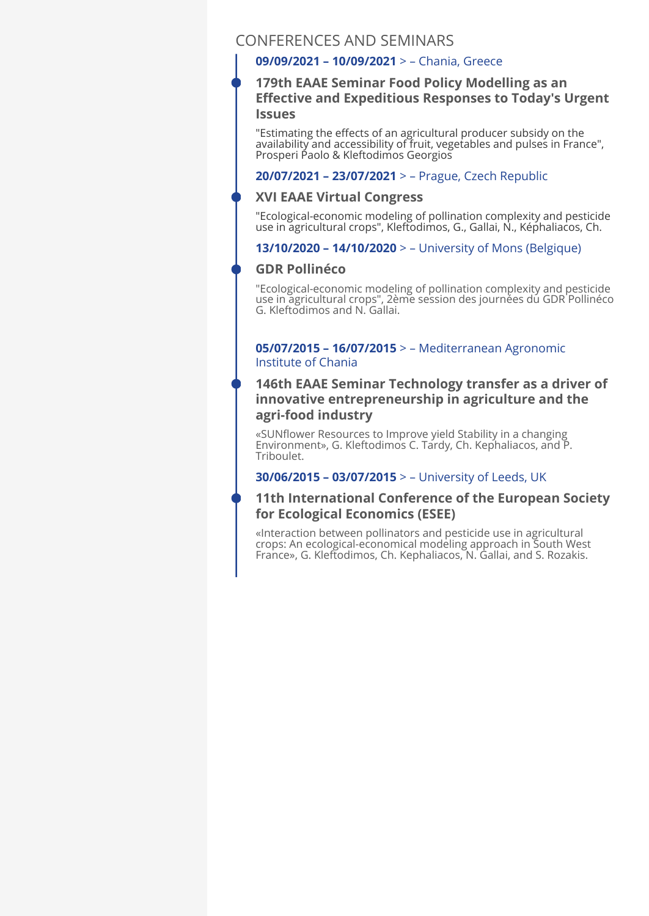## CONFERENCES AND SEMINARS

**09/09/2021 – 10/09/2021** > – Chania, Greece

### 179th EAAE Seminar Food Policy Modelling as an Effective and Expeditious Responses to Today's Urgent Issues

"Estimating the effects of an agricultural producer subsidy on the availability and accessibility of fruit, vegetables and pulses in France", Prosperi Paolo & Kleftodimos Georgios

**20/07/2021 – 23/07/2021** > – Prague, Czech Republic

### XVI EAAE Virtual Congress

"Ecological-economic modeling of pollination complexity and pesticide use in agricultural crops", Kleftodimos, G., Gallai, N., Képhaliacos, Ch.

**13/10/2020 – 14/10/2020** > – University of Mons (Belgique)

### GDR Pollinéco

"Ecological-economic modeling of pollination complexity and pesticide use in agricultural crops", 2ème session des journées du GDR Pollinéco G. Kleftodimos and N. Gallai.

**05/07/2015 – 16/07/2015** > – Mediterranean Agronomic Institute of Chania

### 146th EAAE Seminar Technology transfer as a driver of innovative entrepreneurship in agriculture and the agri-food industry

«SUNflower Resources to Improve yield Stability in a changing Environment», G. Kleftodimos C. Tardy, Ch. Kephaliacos, and P. Triboulet.

**30/06/2015 – 03/07/2015** > – University of Leeds, UK

### 11th International Conference of the European Society for Ecological Economics (ESEE)

«Interaction between pollinators and pesticide use in agricultural crops: An ecological-economical modeling approach in South West France», G. Kleftodimos, Ch. Kephaliacos, N. Gallai, and S. Rozakis.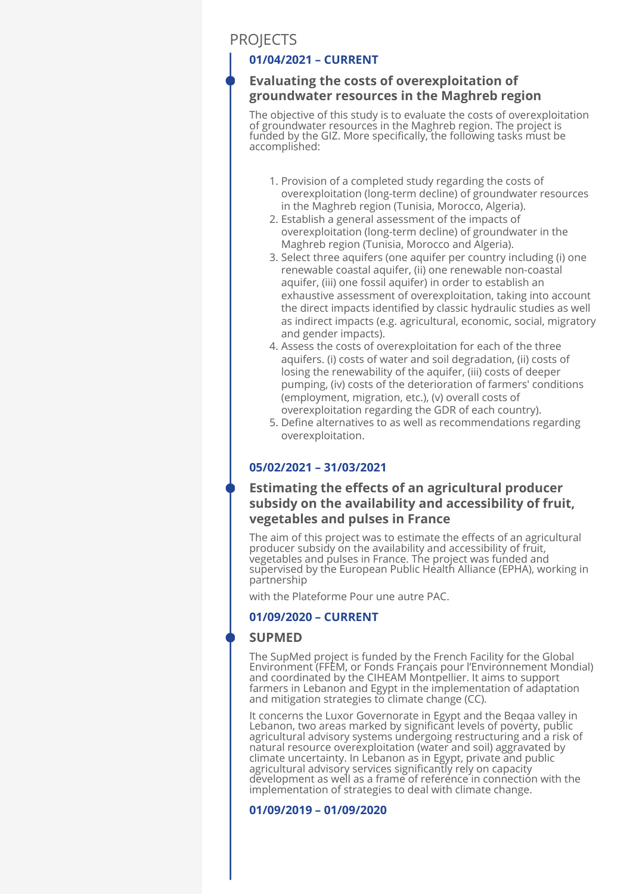# PROJECTS

**01/04/2021 – CURRENT**

### Evaluating the costs of overexploitation of groundwater resources in the Maghreb region

The objective of this study is to evaluate the costs of overexploitation of groundwater resources in the Maghreb region. The project is funded by the GIZ. More specifically, the following tasks must be accomplished:

1. Provision of a completed study regarding the costs of overexploitation (long-term decline) of groundwater resources in the Maghreb region (Tunisia, Morocco, Algeria).
2. Establish a general assessment of the impacts of overexploitation (long-term decline) of groundwater in the Maghreb region (Tunisia, Morocco and Algeria).
3. Select three aquifers (one aquifer per country including (i) one renewable coastal aquifer, (ii) one renewable non-coastal aquifer, (iii) one fossil aquifer) in order to establish an exhaustive assessment of overexploitation, taking into account the direct impacts identified by classic hydraulic studies as well as indirect impacts (e.g. agricultural, economic, social, migratory and gender impacts).
4. Assess the costs of overexploitation for each of the three aquifers. (i) costs of water and soil degradation, (ii) costs of losing the renewability of the aquifer, (iii) costs of deeper pumping, (iv) costs of the deterioration of farmers' conditions (employment, migration, etc.), (v) overall costs of overexploitation regarding the GDR of each country).
5. Define alternatives to as well as recommendations regarding overexploitation.

**05/02/2021 – 31/03/2021**

### Estimating the effects of an agricultural producer subsidy on the availability and accessibility of fruit, vegetables and pulses in France

The aim of this project was to estimate the effects of an agricultural producer subsidy on the availability and accessibility of fruit, vegetables and pulses in France. The project was funded and supervised by the European Public Health Alliance (EPHA), working in partnership

with the Plateforme Pour une autre PAC.

**01/09/2020 – CURRENT**

### SUPMED

The SupMed project is funded by the French Facility for the Global Environment (FFEM, or Fonds Français pour l'Environnement Mondial) and coordinated by the CIHEAM Montpellier. It aims to support farmers in Lebanon and Egypt in the implementation of adaptation and mitigation strategies to climate change (CC).

It concerns the Luxor Governorate in Egypt and the Beqaa valley in Lebanon, two areas marked by significant levels of poverty, public agricultural advisory systems undergoing restructuring and a risk of natural resource overexploitation (water and soil) aggravated by climate uncertainty. In Lebanon as in Egypt, private and public agricultural advisory services significantly rely on capacity development as well as a frame of reference in connection with the implementation of strategies to deal with climate change.

**01/09/2019 – 01/09/2020**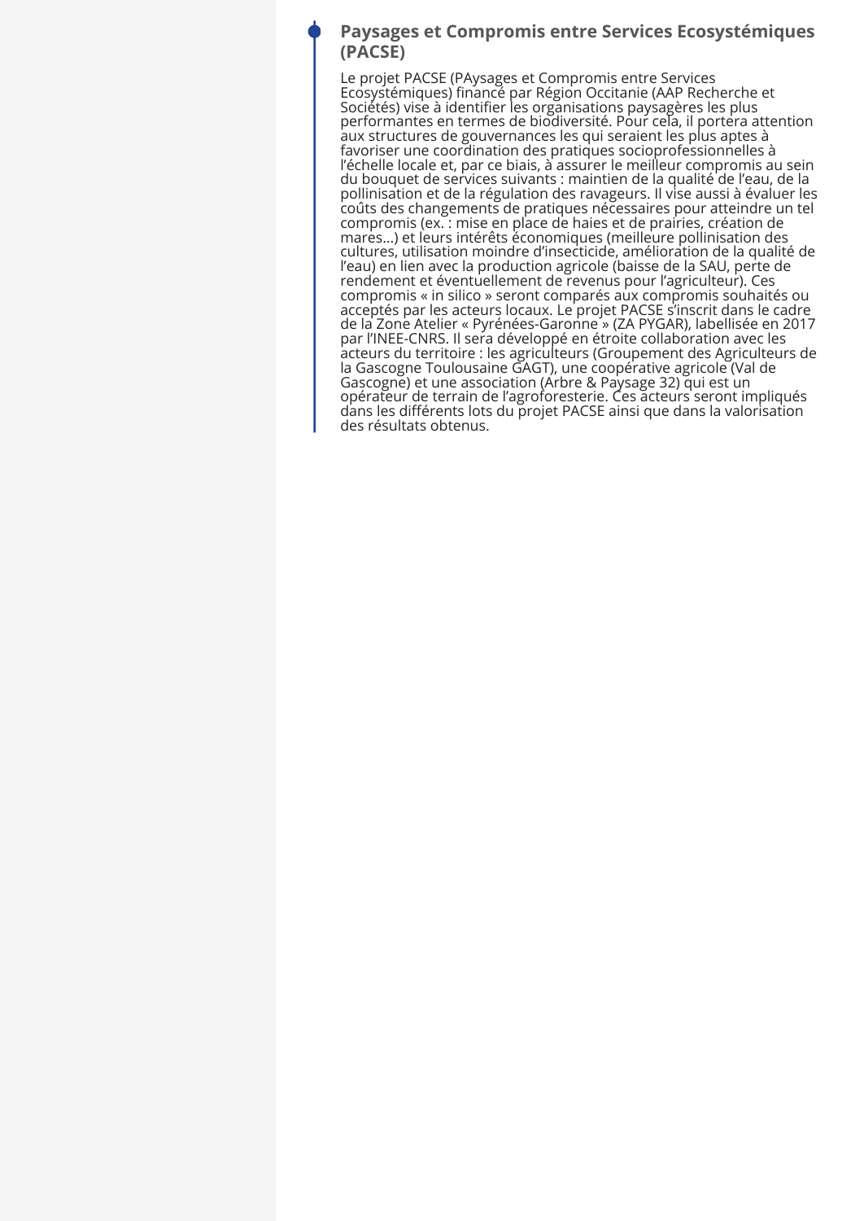### Paysages et Compromis entre Services Ecosystémiques (PACSE)

Le projet PACSE (PAysages et Compromis entre Services Ecosystémiques) financé par Région Occitanie (AAP Recherche et Sociétés) vise à identifier les organisations paysagères les plus performantes en termes de biodiversité. Pour cela, il portera attention aux structures de gouvernances les qui seraient les plus aptes à favoriser une coordination des pratiques socioprofessionnelles à l'échelle locale et, par ce biais, à assurer le meilleur compromis au sein du bouquet de services suivants : maintien de la qualité de l'eau, de la pollinisation et de la régulation des ravageurs. Il vise aussi à évaluer les coûts des changements de pratiques nécessaires pour atteindre un tel compromis (ex. : mise en place de haies et de prairies, création de mares…) et leurs intérêts économiques (meilleure pollinisation des cultures, utilisation moindre d'insecticide, amélioration de la qualité de l'eau) en lien avec la production agricole (baisse de la SAU, perte de rendement et éventuellement de revenus pour l'agriculteur). Ces compromis « in silico » seront comparés aux compromis souhaités ou acceptés par les acteurs locaux. Le projet PACSE s'inscrit dans le cadre de la Zone Atelier « Pyrénées-Garonne » (ZA PYGAR), labellisée en 2017 par l'INEE-CNRS. Il sera développé en étroite collaboration avec les acteurs du territoire : les agriculteurs (Groupement des Agriculteurs de la Gascogne Toulousaine GAGT), une coopérative agricole (Val de Gascogne) et une association (Arbre & Paysage 32) qui est un opérateur de terrain de l'agroforesterie. Ces acteurs seront impliqués dans les différents lots du projet PACSE ainsi que dans la valorisation des résultats obtenus.